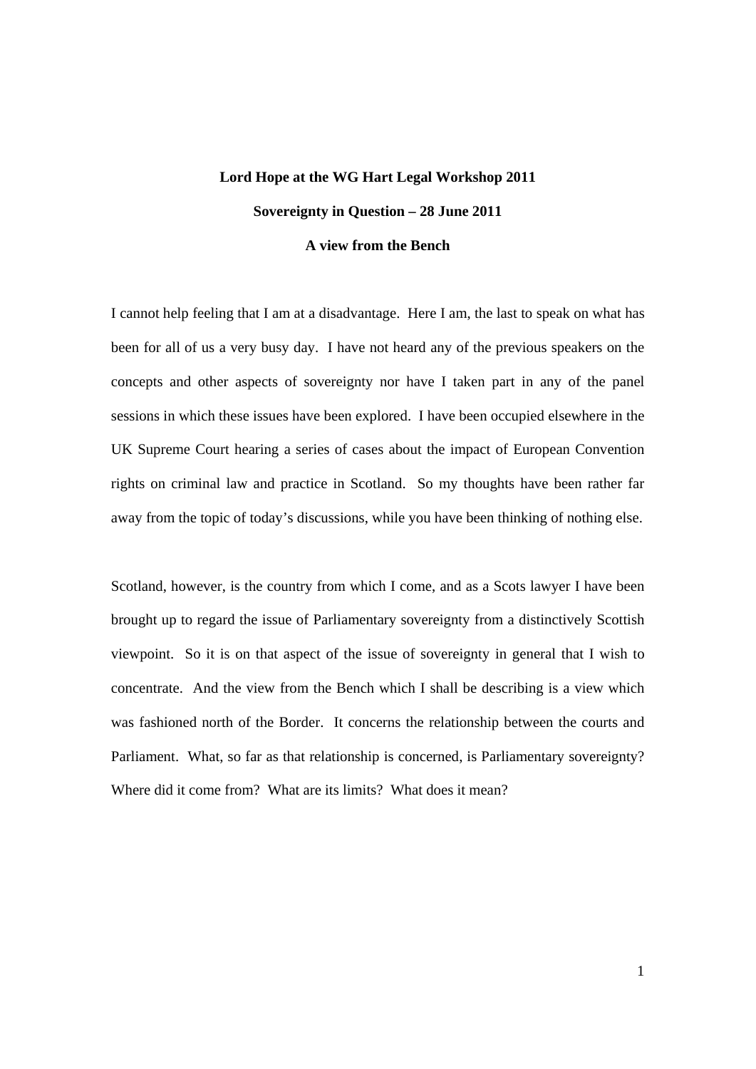**Lord Hope at the WG Hart Legal Workshop 2011**

**Sovereignty in Question – 28 June 2011**

**A view from the Bench**

I cannot help feeling that I am at a disadvantage. Here I am, the last to speak on what has been for all of us a very busy day. I have not heard any of the previous speakers on the concepts and other aspects of sovereignty nor have I taken part in any of the panel sessions in which these issues have been explored. I have been occupied elsewhere in the UK Supreme Court hearing a series of cases about the impact of European Convention rights on criminal law and practice in Scotland. So my thoughts have been rather far away from the topic of today's discussions, while you have been thinking of nothing else.

Scotland, however, is the country from which I come, and as a Scots lawyer I have been brought up to regard the issue of Parliamentary sovereignty from a distinctively Scottish viewpoint. So it is on that aspect of the issue of sovereignty in general that I wish to concentrate. And the view from the Bench which I shall be describing is a view which was fashioned north of the Border. It concerns the relationship between the courts and Parliament. What, so far as that relationship is concerned, is Parliamentary sovereignty? Where did it come from? What are its limits? What does it mean?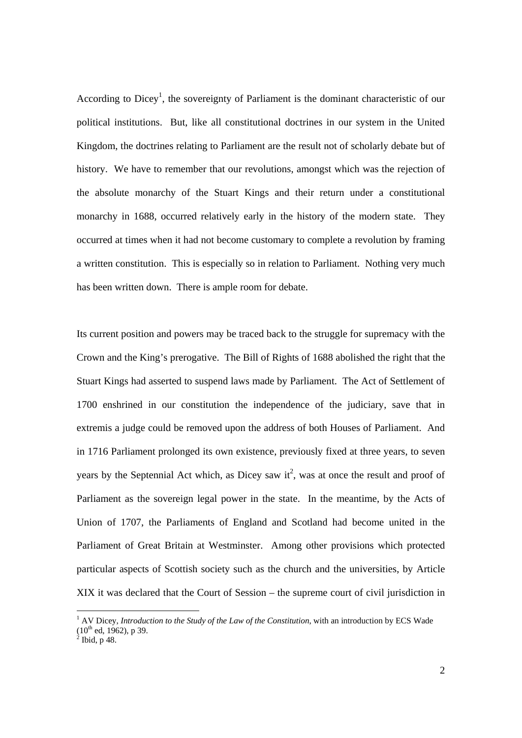According to Dicey[1], the sovereignty of Parliament is the dominant characteristic of our political institutions. But, like all constitutional doctrines in our system in the United Kingdom, the doctrines relating to Parliament are the result not of scholarly debate but of history. We have to remember that our revolutions, amongst which was the rejection of the absolute monarchy of the Stuart Kings and their return under a constitutional monarchy in 1688, occurred relatively early in the history of the modern state. They occurred at times when it had not become customary to complete a revolution by framing a written constitution. This is especially so in relation to Parliament. Nothing very much has been written down. There is ample room for debate.

Its current position and powers may be traced back to the struggle for supremacy with the Crown and the King's prerogative. The Bill of Rights of 1688 abolished the right that the Stuart Kings had asserted to suspend laws made by Parliament. The Act of Settlement of 1700 enshrined in our constitution the independence of the judiciary, save that in extremis a judge could be removed upon the address of both Houses of Parliament. And in 1716 Parliament prolonged its own existence, previously fixed at three years, to seven years by the Septennial Act which, as Dicey saw it[2], was at once the result and proof of Parliament as the sovereign legal power in the state. In the meantime, by the Acts of Union of 1707, the Parliaments of England and Scotland had become united in the Parliament of Great Britain at Westminster. Among other provisions which protected particular aspects of Scottish society such as the church and the universities, by Article XIX it was declared that the Court of Session – the supreme court of civil jurisdiction in

---

[1] AV Dicey, *Introduction to the Study of the Law of the Constitution*, with an introduction by ECS Wade (10th ed, 1962), p 39.

[2] Ibid, p 48.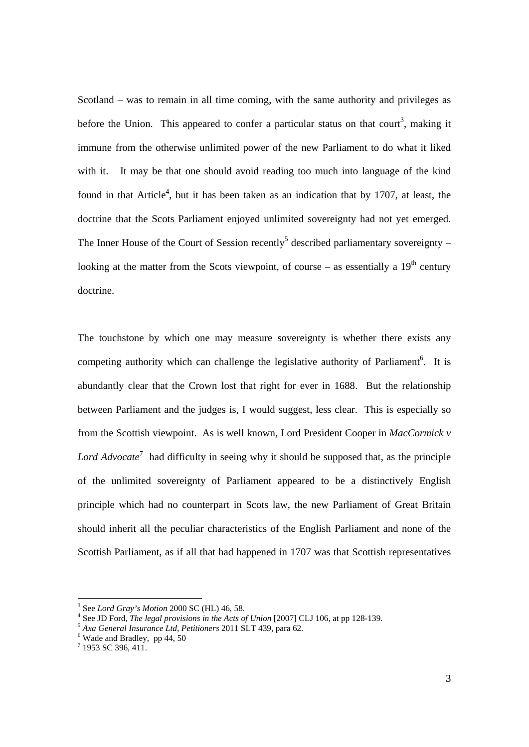Scotland – was to remain in all time coming, with the same authority and privileges as before the Union. This appeared to confer a particular status on that court[3], making it immune from the otherwise unlimited power of the new Parliament to do what it liked with it. It may be that one should avoid reading too much into language of the kind found in that Article[4], but it has been taken as an indication that by 1707, at least, the doctrine that the Scots Parliament enjoyed unlimited sovereignty had not yet emerged. The Inner House of the Court of Session recently[5] described parliamentary sovereignty – looking at the matter from the Scots viewpoint, of course – as essentially a 19th century doctrine.

The touchstone by which one may measure sovereignty is whether there exists any competing authority which can challenge the legislative authority of Parliament[6]. It is abundantly clear that the Crown lost that right for ever in 1688. But the relationship between Parliament and the judges is, I would suggest, less clear. This is especially so from the Scottish viewpoint. As is well known, Lord President Cooper in *MacCormick v Lord Advocate*[7] had difficulty in seeing why it should be supposed that, as the principle of the unlimited sovereignty of Parliament appeared to be a distinctively English principle which had no counterpart in Scots law, the new Parliament of Great Britain should inherit all the peculiar characteristics of the English Parliament and none of the Scottish Parliament, as if all that had happened in 1707 was that Scottish representatives

---

[3] See *Lord Gray's Motion* 2000 SC (HL) 46, 58.

[4] See JD Ford, *The legal provisions in the Acts of Union* [2007] CLJ 106, at pp 128-139.

[5] *Axa General Insurance Ltd, Petitioners* 2011 SLT 439, para 62.

[6] Wade and Bradley, pp 44, 50

[7] 1953 SC 396, 411.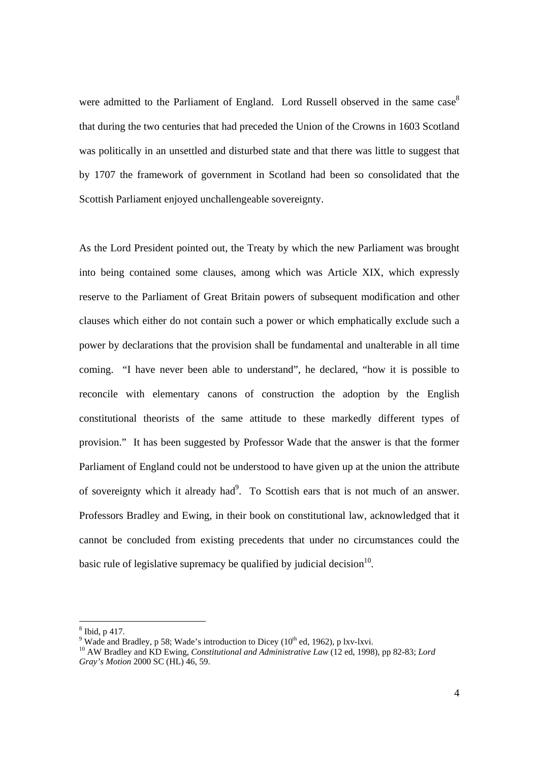were admitted to the Parliament of England. Lord Russell observed in the same case[8] that during the two centuries that had preceded the Union of the Crowns in 1603 Scotland was politically in an unsettled and disturbed state and that there was little to suggest that by 1707 the framework of government in Scotland had been so consolidated that the Scottish Parliament enjoyed unchallengeable sovereignty.

As the Lord President pointed out, the Treaty by which the new Parliament was brought into being contained some clauses, among which was Article XIX, which expressly reserve to the Parliament of Great Britain powers of subsequent modification and other clauses which either do not contain such a power or which emphatically exclude such a power by declarations that the provision shall be fundamental and unalterable in all time coming. "I have never been able to understand", he declared, "how it is possible to reconcile with elementary canons of construction the adoption by the English constitutional theorists of the same attitude to these markedly different types of provision." It has been suggested by Professor Wade that the answer is that the former Parliament of England could not be understood to have given up at the union the attribute of sovereignty which it already had[9]. To Scottish ears that is not much of an answer. Professors Bradley and Ewing, in their book on constitutional law, acknowledged that it cannot be concluded from existing precedents that under no circumstances could the basic rule of legislative supremacy be qualified by judicial decision[10].

---

[8] Ibid, p 417.

[9] Wade and Bradley, p 58; Wade's introduction to Dicey (10th ed, 1962), p lxv-lxvi.

[10] AW Bradley and KD Ewing, *Constitutional and Administrative Law* (12 ed, 1998), pp 82-83; *Lord Gray's Motion* 2000 SC (HL) 46, 59.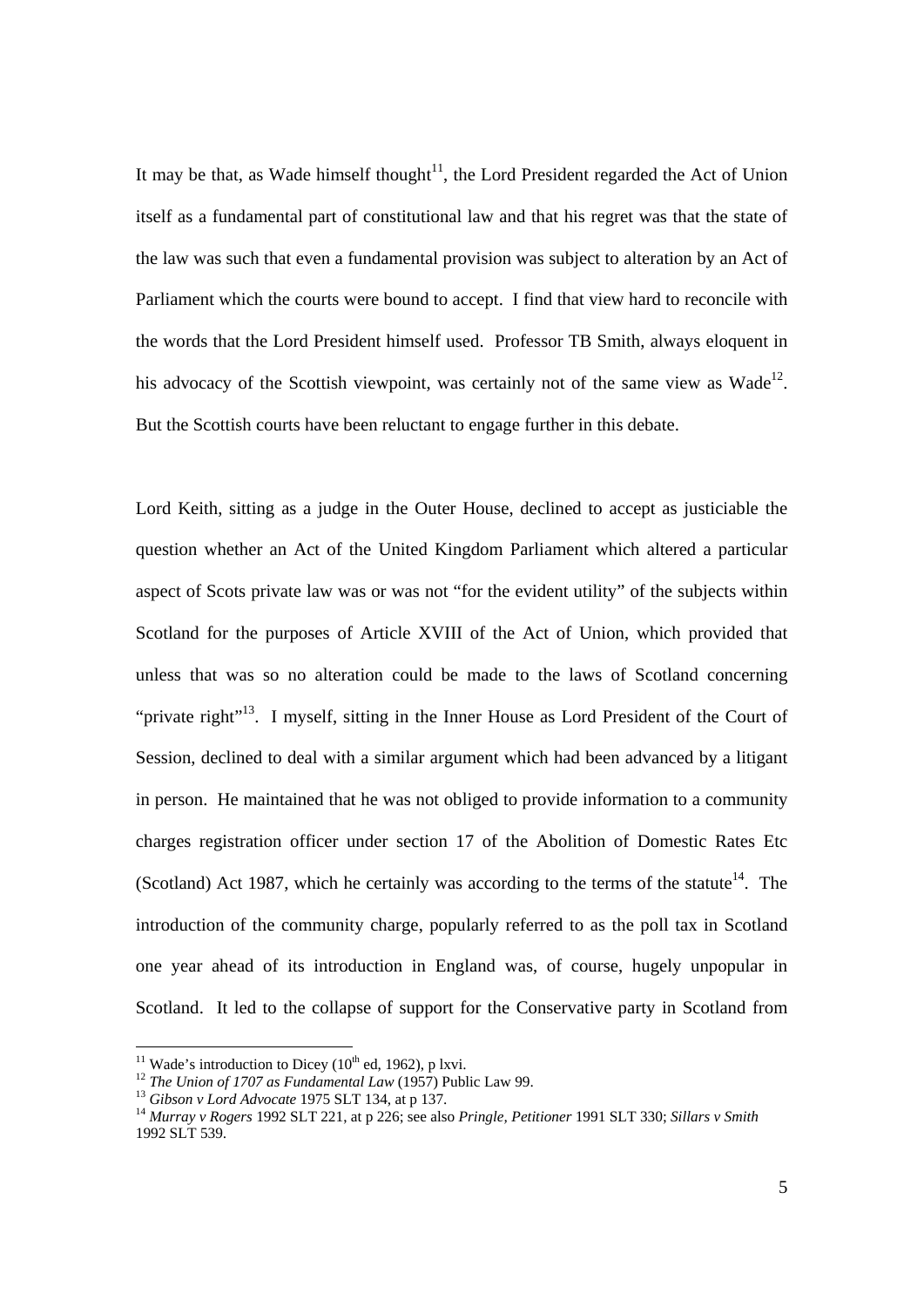It may be that, as Wade himself thought[11], the Lord President regarded the Act of Union itself as a fundamental part of constitutional law and that his regret was that the state of the law was such that even a fundamental provision was subject to alteration by an Act of Parliament which the courts were bound to accept. I find that view hard to reconcile with the words that the Lord President himself used. Professor TB Smith, always eloquent in his advocacy of the Scottish viewpoint, was certainly not of the same view as Wade[12]. But the Scottish courts have been reluctant to engage further in this debate.

Lord Keith, sitting as a judge in the Outer House, declined to accept as justiciable the question whether an Act of the United Kingdom Parliament which altered a particular aspect of Scots private law was or was not "for the evident utility" of the subjects within Scotland for the purposes of Article XVIII of the Act of Union, which provided that unless that was so no alteration could be made to the laws of Scotland concerning "private right"[13]. I myself, sitting in the Inner House as Lord President of the Court of Session, declined to deal with a similar argument which had been advanced by a litigant in person. He maintained that he was not obliged to provide information to a community charges registration officer under section 17 of the Abolition of Domestic Rates Etc (Scotland) Act 1987, which he certainly was according to the terms of the statute[14]. The introduction of the community charge, popularly referred to as the poll tax in Scotland one year ahead of its introduction in England was, of course, hugely unpopular in Scotland. It led to the collapse of support for the Conservative party in Scotland from

---

[11] Wade's introduction to Dicey (10th ed, 1962), p lxvi.

[12] *The Union of 1707 as Fundamental Law* (1957) Public Law 99.

[13] *Gibson v Lord Advocate* 1975 SLT 134, at p 137.

[14] *Murray v Rogers* 1992 SLT 221, at p 226; see also *Pringle, Petitioner* 1991 SLT 330; *Sillars v Smith* 1992 SLT 539.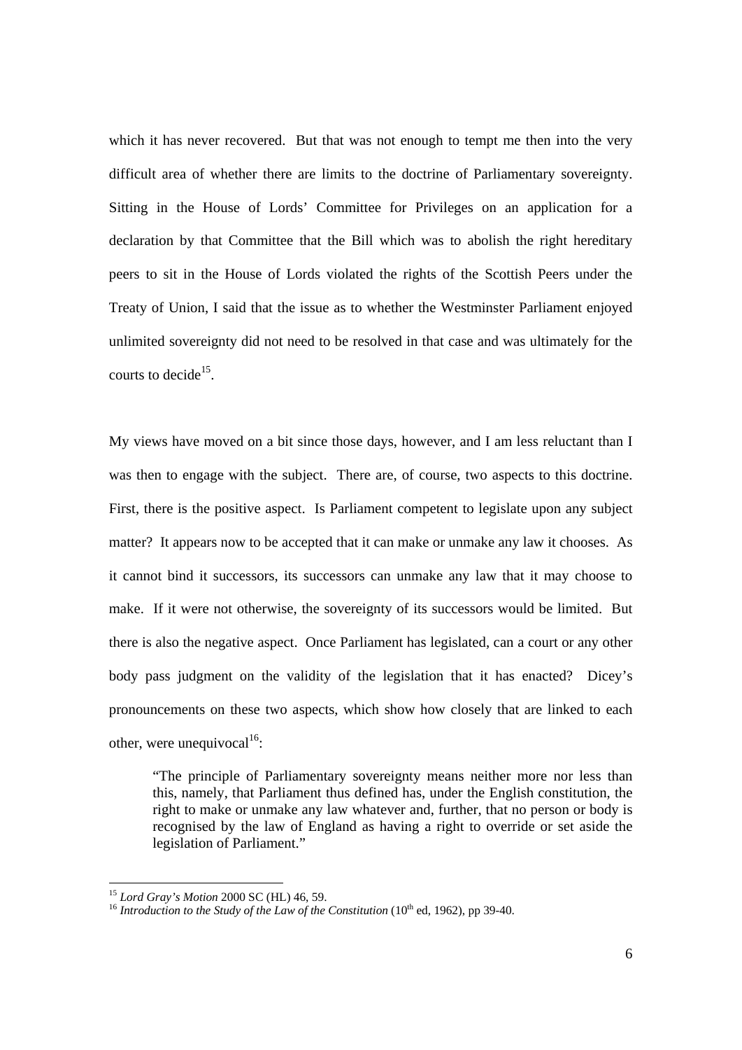which it has never recovered. But that was not enough to tempt me then into the very difficult area of whether there are limits to the doctrine of Parliamentary sovereignty. Sitting in the House of Lords' Committee for Privileges on an application for a declaration by that Committee that the Bill which was to abolish the right hereditary peers to sit in the House of Lords violated the rights of the Scottish Peers under the Treaty of Union, I said that the issue as to whether the Westminster Parliament enjoyed unlimited sovereignty did not need to be resolved in that case and was ultimately for the courts to decide[15].

My views have moved on a bit since those days, however, and I am less reluctant than I was then to engage with the subject. There are, of course, two aspects to this doctrine. First, there is the positive aspect. Is Parliament competent to legislate upon any subject matter? It appears now to be accepted that it can make or unmake any law it chooses. As it cannot bind it successors, its successors can unmake any law that it may choose to make. If it were not otherwise, the sovereignty of its successors would be limited. But there is also the negative aspect. Once Parliament has legislated, can a court or any other body pass judgment on the validity of the legislation that it has enacted? Dicey's pronouncements on these two aspects, which show how closely that are linked to each other, were unequivocal[16]:

> "The principle of Parliamentary sovereignty means neither more nor less than this, namely, that Parliament thus defined has, under the English constitution, the right to make or unmake any law whatever and, further, that no person or body is recognised by the law of England as having a right to override or set aside the legislation of Parliament."

---

[15] *Lord Gray's Motion* 2000 SC (HL) 46, 59.

[16] *Introduction to the Study of the Law of the Constitution* (10th ed, 1962), pp 39-40.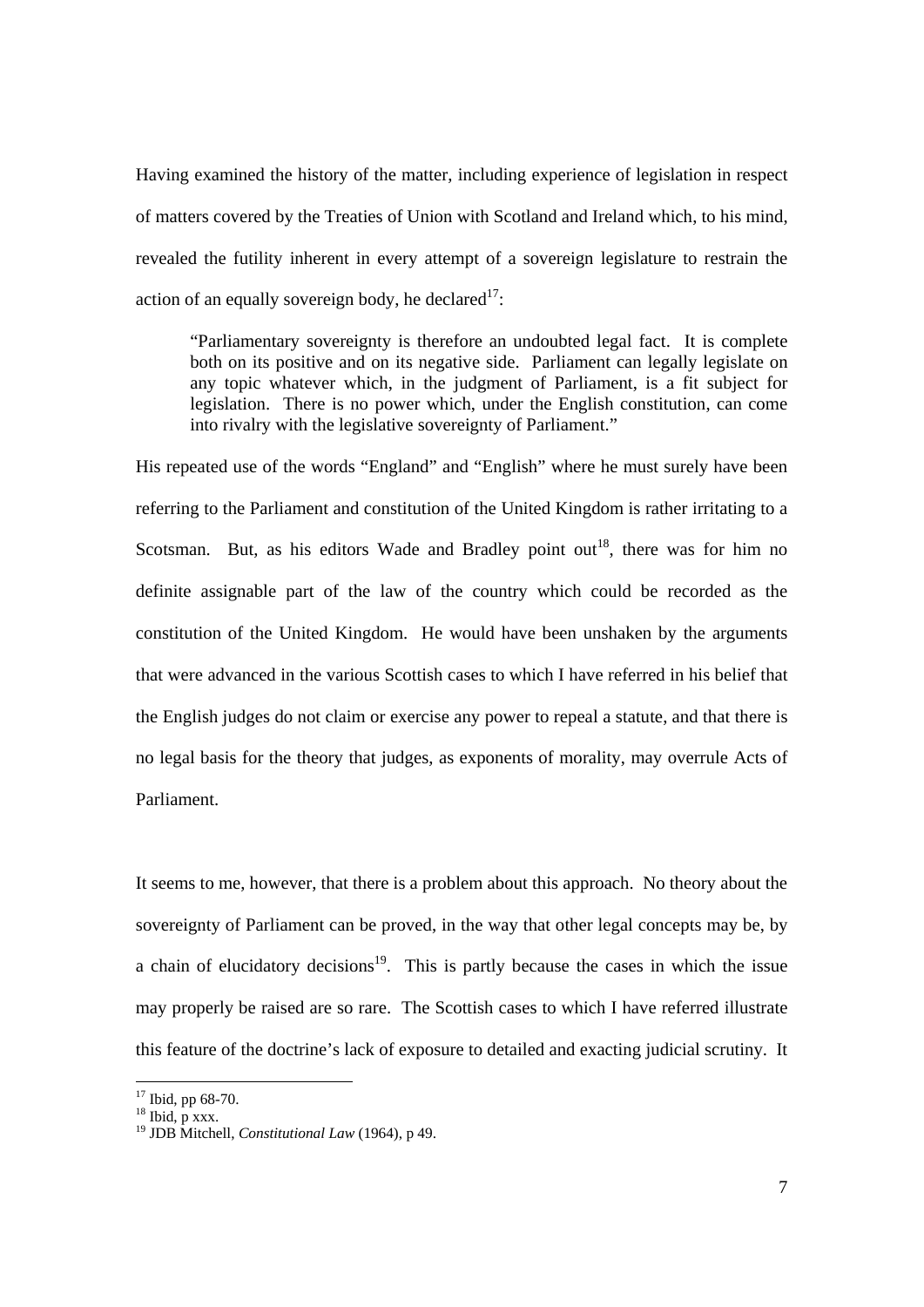Having examined the history of the matter, including experience of legislation in respect of matters covered by the Treaties of Union with Scotland and Ireland which, to his mind, revealed the futility inherent in every attempt of a sovereign legislature to restrain the action of an equally sovereign body, he declared[17]:

> "Parliamentary sovereignty is therefore an undoubted legal fact. It is complete both on its positive and on its negative side. Parliament can legally legislate on any topic whatever which, in the judgment of Parliament, is a fit subject for legislation. There is no power which, under the English constitution, can come into rivalry with the legislative sovereignty of Parliament."

His repeated use of the words "England" and "English" where he must surely have been referring to the Parliament and constitution of the United Kingdom is rather irritating to a Scotsman. But, as his editors Wade and Bradley point out[18], there was for him no definite assignable part of the law of the country which could be recorded as the constitution of the United Kingdom. He would have been unshaken by the arguments that were advanced in the various Scottish cases to which I have referred in his belief that the English judges do not claim or exercise any power to repeal a statute, and that there is no legal basis for the theory that judges, as exponents of morality, may overrule Acts of Parliament.

It seems to me, however, that there is a problem about this approach. No theory about the sovereignty of Parliament can be proved, in the way that other legal concepts may be, by a chain of elucidatory decisions[19]. This is partly because the cases in which the issue may properly be raised are so rare. The Scottish cases to which I have referred illustrate this feature of the doctrine's lack of exposure to detailed and exacting judicial scrutiny. It

[17] Ibid, pp 68-70.
[18] Ibid, p xxx.
[19] JDB Mitchell, *Constitutional Law* (1964), p 49.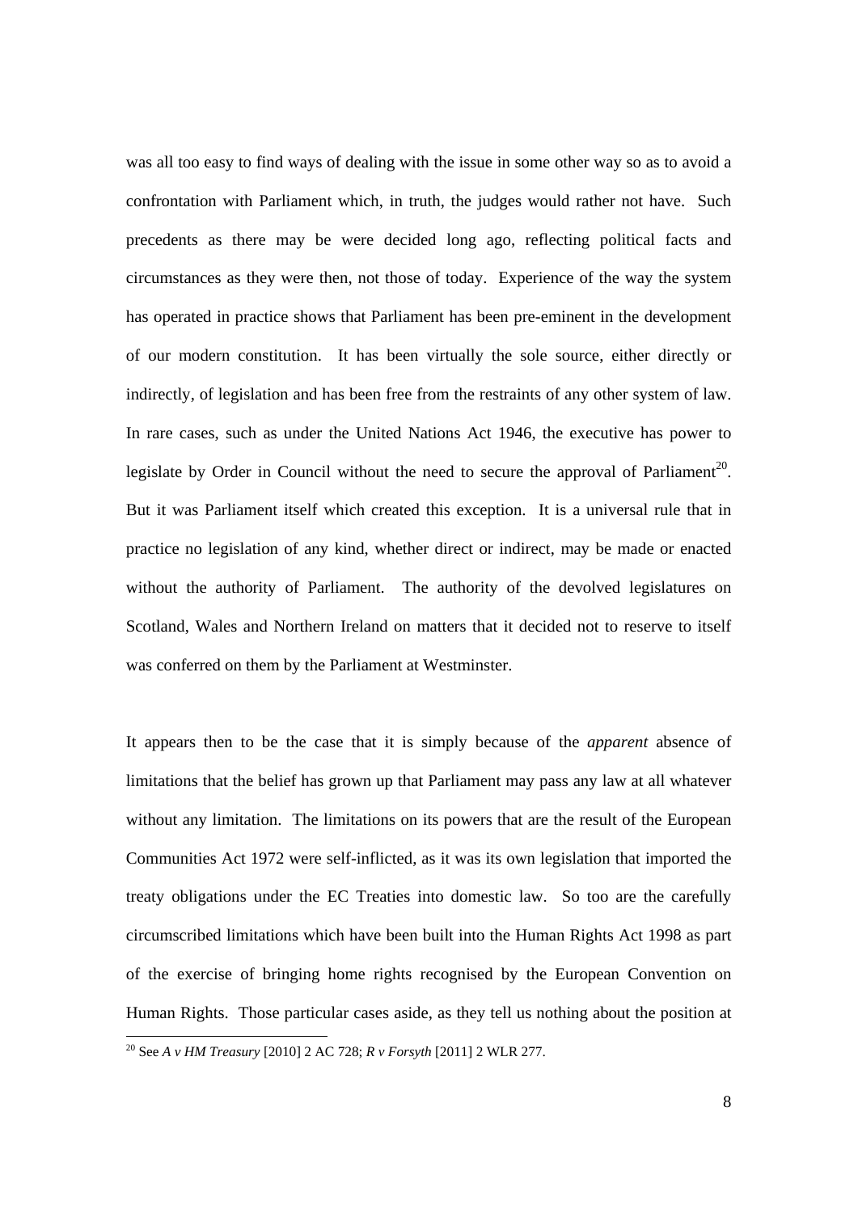was all too easy to find ways of dealing with the issue in some other way so as to avoid a confrontation with Parliament which, in truth, the judges would rather not have. Such precedents as there may be were decided long ago, reflecting political facts and circumstances as they were then, not those of today. Experience of the way the system has operated in practice shows that Parliament has been pre-eminent in the development of our modern constitution. It has been virtually the sole source, either directly or indirectly, of legislation and has been free from the restraints of any other system of law. In rare cases, such as under the United Nations Act 1946, the executive has power to legislate by Order in Council without the need to secure the approval of Parliament[20]. But it was Parliament itself which created this exception. It is a universal rule that in practice no legislation of any kind, whether direct or indirect, may be made or enacted without the authority of Parliament. The authority of the devolved legislatures on Scotland, Wales and Northern Ireland on matters that it decided not to reserve to itself was conferred on them by the Parliament at Westminster.

It appears then to be the case that it is simply because of the *apparent* absence of limitations that the belief has grown up that Parliament may pass any law at all whatever without any limitation. The limitations on its powers that are the result of the European Communities Act 1972 were self-inflicted, as it was its own legislation that imported the treaty obligations under the EC Treaties into domestic law. So too are the carefully circumscribed limitations which have been built into the Human Rights Act 1998 as part of the exercise of bringing home rights recognised by the European Convention on Human Rights. Those particular cases aside, as they tell us nothing about the position at

[20] See *A v HM Treasury* [2010] 2 AC 728; *R v Forsyth* [2011] 2 WLR 277.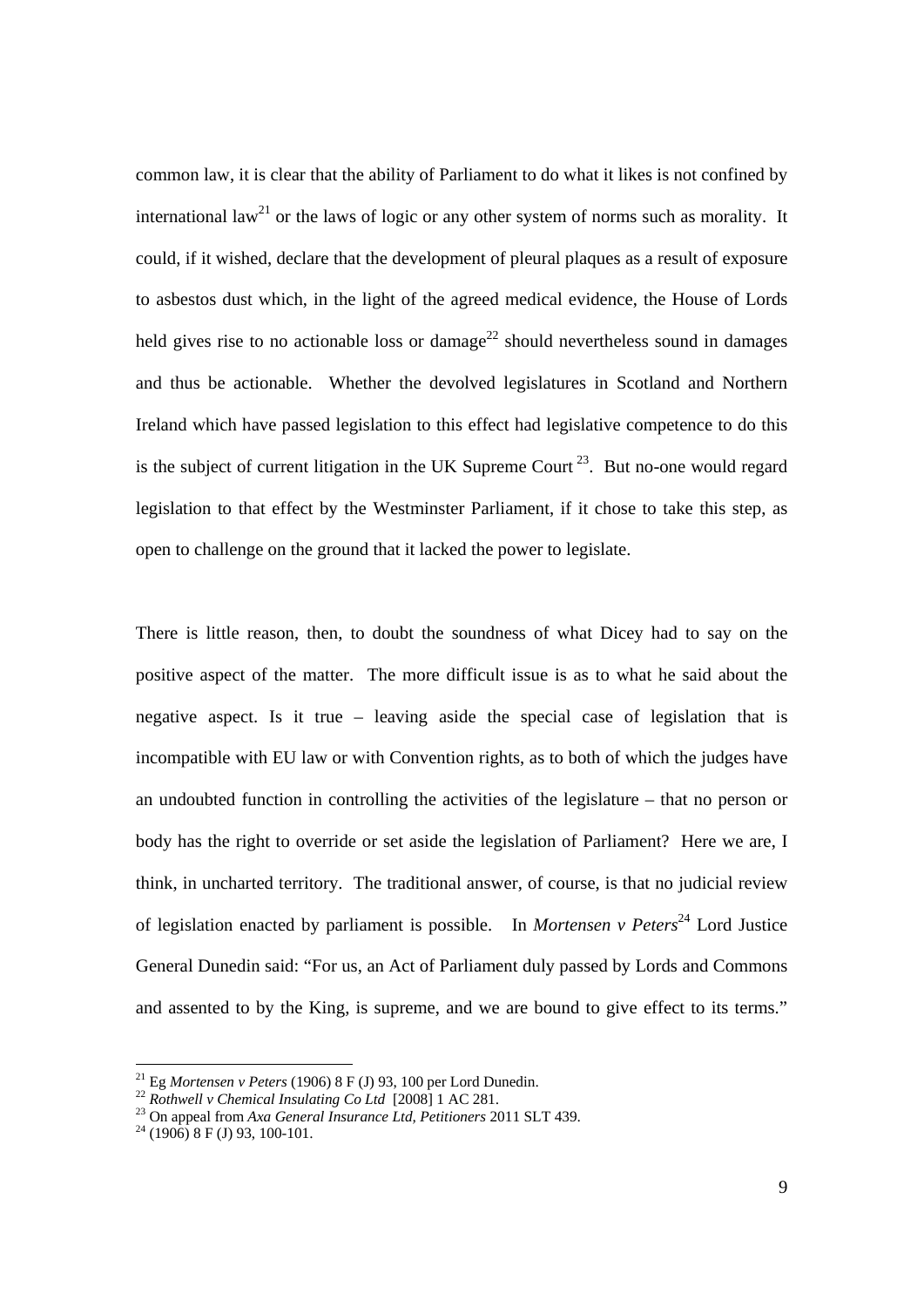common law, it is clear that the ability of Parliament to do what it likes is not confined by international law[21] or the laws of logic or any other system of norms such as morality. It could, if it wished, declare that the development of pleural plaques as a result of exposure to asbestos dust which, in the light of the agreed medical evidence, the House of Lords held gives rise to no actionable loss or damage[22] should nevertheless sound in damages and thus be actionable. Whether the devolved legislatures in Scotland and Northern Ireland which have passed legislation to this effect had legislative competence to do this is the subject of current litigation in the UK Supreme Court[23]. But no-one would regard legislation to that effect by the Westminster Parliament, if it chose to take this step, as open to challenge on the ground that it lacked the power to legislate.

There is little reason, then, to doubt the soundness of what Dicey had to say on the positive aspect of the matter. The more difficult issue is as to what he said about the negative aspect. Is it true – leaving aside the special case of legislation that is incompatible with EU law or with Convention rights, as to both of which the judges have an undoubted function in controlling the activities of the legislature – that no person or body has the right to override or set aside the legislation of Parliament? Here we are, I think, in uncharted territory. The traditional answer, of course, is that no judicial review of legislation enacted by parliament is possible. In *Mortensen v Peters*[24] Lord Justice General Dunedin said: "For us, an Act of Parliament duly passed by Lords and Commons and assented to by the King, is supreme, and we are bound to give effect to its terms."

[21] Eg *Mortensen v Peters* (1906) 8 F (J) 93, 100 per Lord Dunedin.

[22] *Rothwell v Chemical Insulating Co Ltd* [2008] 1 AC 281.

[23] On appeal from *Axa General Insurance Ltd, Petitioners* 2011 SLT 439.

[24] (1906) 8 F (J) 93, 100-101.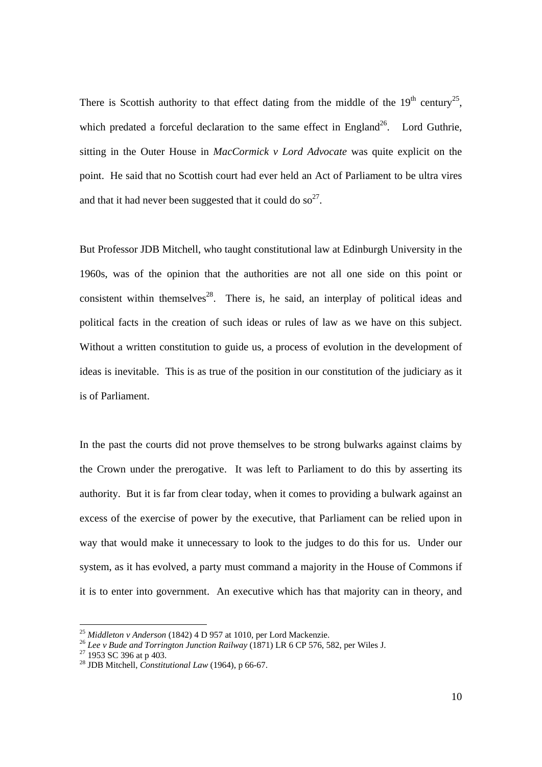There is Scottish authority to that effect dating from the middle of the 19th century[25], which predated a forceful declaration to the same effect in England[26]. Lord Guthrie, sitting in the Outer House in *MacCormick v Lord Advocate* was quite explicit on the point. He said that no Scottish court had ever held an Act of Parliament to be ultra vires and that it had never been suggested that it could do so[27].

But Professor JDB Mitchell, who taught constitutional law at Edinburgh University in the 1960s, was of the opinion that the authorities are not all one side on this point or consistent within themselves[28]. There is, he said, an interplay of political ideas and political facts in the creation of such ideas or rules of law as we have on this subject. Without a written constitution to guide us, a process of evolution in the development of ideas is inevitable. This is as true of the position in our constitution of the judiciary as it is of Parliament.

In the past the courts did not prove themselves to be strong bulwarks against claims by the Crown under the prerogative. It was left to Parliament to do this by asserting its authority. But it is far from clear today, when it comes to providing a bulwark against an excess of the exercise of power by the executive, that Parliament can be relied upon in way that would make it unnecessary to look to the judges to do this for us. Under our system, as it has evolved, a party must command a majority in the House of Commons if it is to enter into government. An executive which has that majority can in theory, and

---

[25] *Middleton v Anderson* (1842) 4 D 957 at 1010, per Lord Mackenzie.

[26] *Lee v Bude and Torrington Junction Railway* (1871) LR 6 CP 576, 582, per Wiles J.

[27] 1953 SC 396 at p 403.

[28] JDB Mitchell, *Constitutional Law* (1964), p 66-67.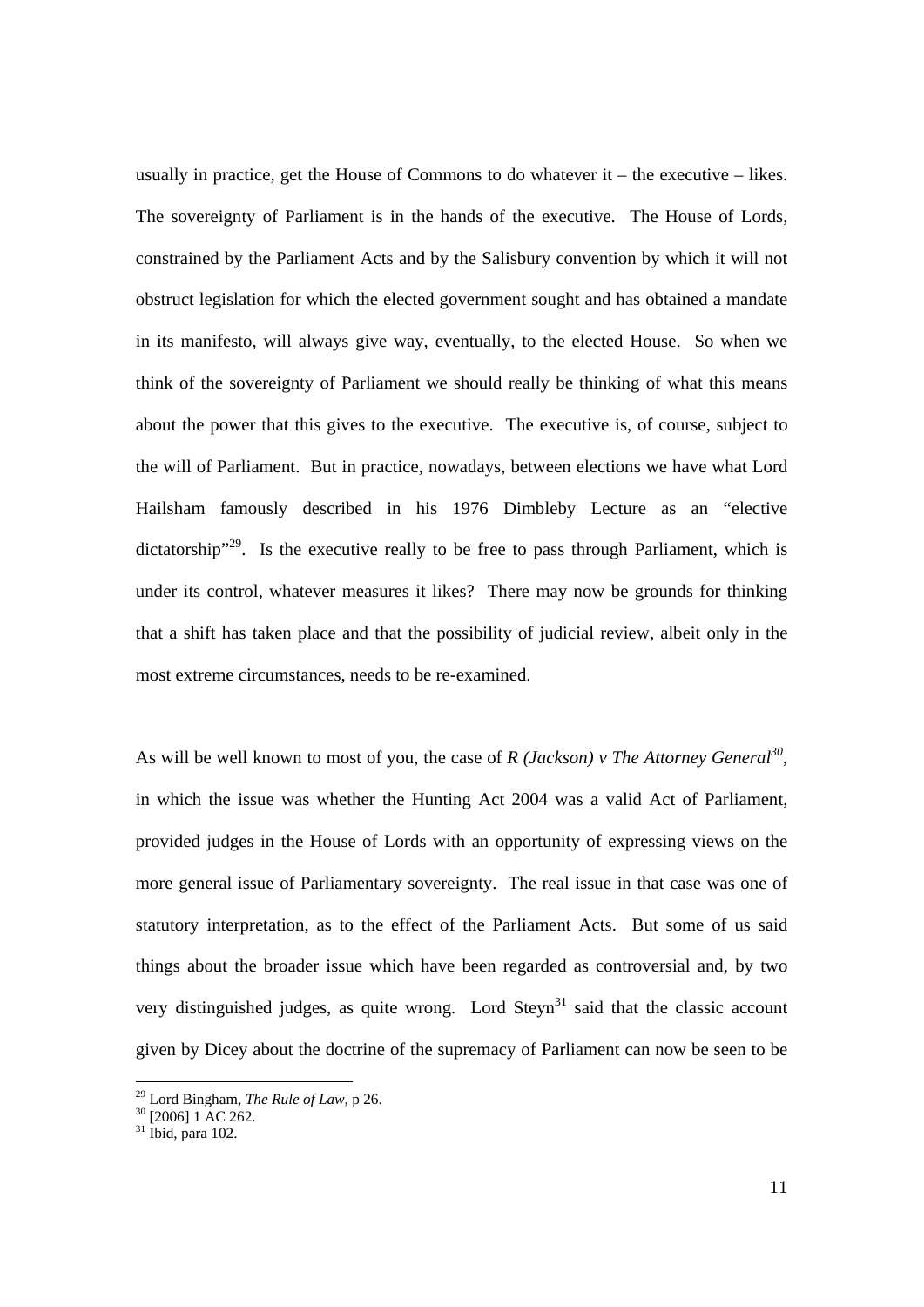usually in practice, get the House of Commons to do whatever it – the executive – likes. The sovereignty of Parliament is in the hands of the executive. The House of Lords, constrained by the Parliament Acts and by the Salisbury convention by which it will not obstruct legislation for which the elected government sought and has obtained a mandate in its manifesto, will always give way, eventually, to the elected House. So when we think of the sovereignty of Parliament we should really be thinking of what this means about the power that this gives to the executive. The executive is, of course, subject to the will of Parliament. But in practice, nowadays, between elections we have what Lord Hailsham famously described in his 1976 Dimbleby Lecture as an "elective dictatorship"[29]. Is the executive really to be free to pass through Parliament, which is under its control, whatever measures it likes? There may now be grounds for thinking that a shift has taken place and that the possibility of judicial review, albeit only in the most extreme circumstances, needs to be re-examined.

As will be well known to most of you, the case of *R (Jackson) v The Attorney General*[30], in which the issue was whether the Hunting Act 2004 was a valid Act of Parliament, provided judges in the House of Lords with an opportunity of expressing views on the more general issue of Parliamentary sovereignty. The real issue in that case was one of statutory interpretation, as to the effect of the Parliament Acts. But some of us said things about the broader issue which have been regarded as controversial and, by two very distinguished judges, as quite wrong. Lord Steyn[31] said that the classic account given by Dicey about the doctrine of the supremacy of Parliament can now be seen to be

---

[29] Lord Bingham, *The Rule of Law*, p 26.

[30] [2006] 1 AC 262.

[31] Ibid, para 102.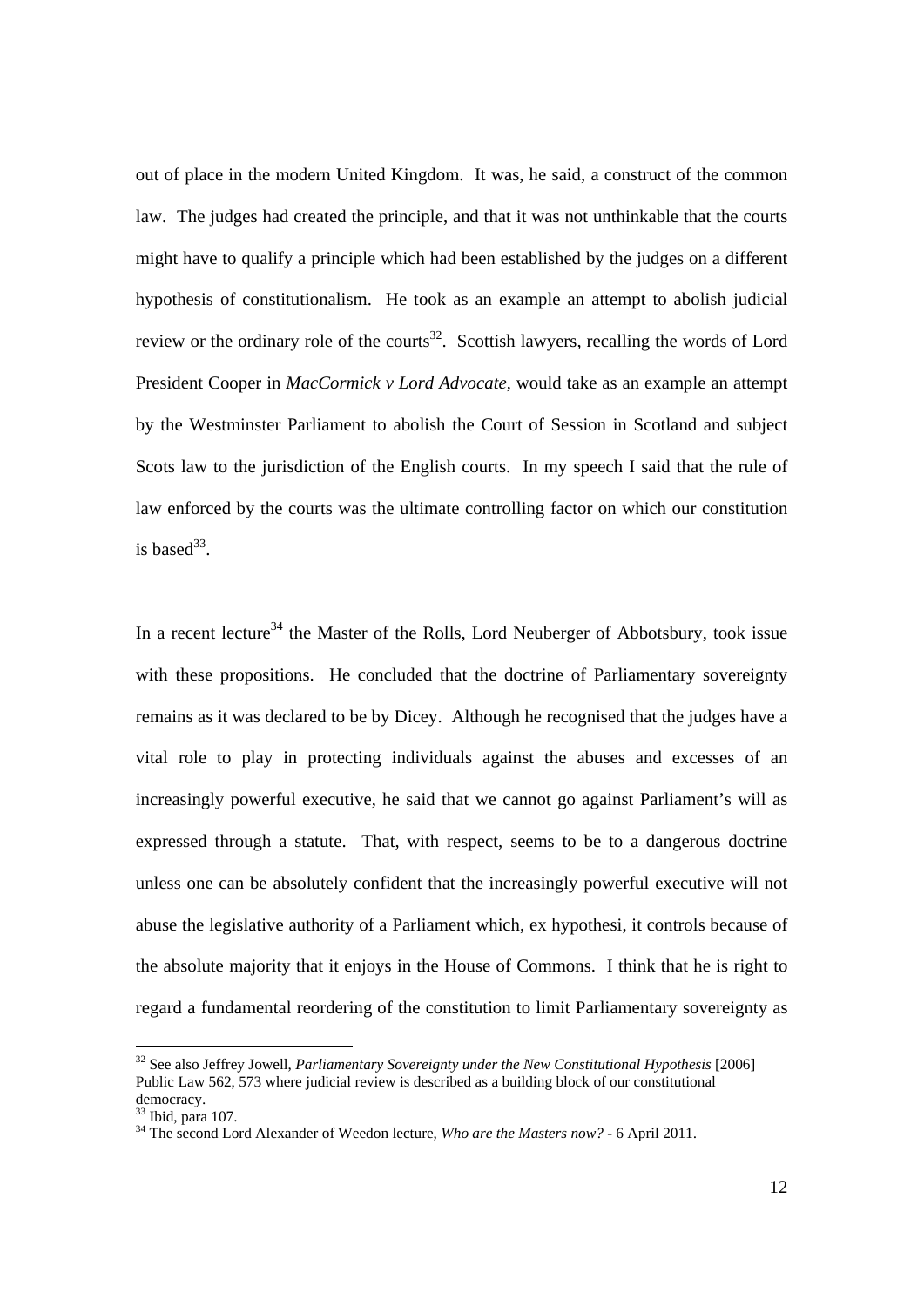out of place in the modern United Kingdom. It was, he said, a construct of the common law. The judges had created the principle, and that it was not unthinkable that the courts might have to qualify a principle which had been established by the judges on a different hypothesis of constitutionalism. He took as an example an attempt to abolish judicial review or the ordinary role of the courts[32]. Scottish lawyers, recalling the words of Lord President Cooper in *MacCormick v Lord Advocate*, would take as an example an attempt by the Westminster Parliament to abolish the Court of Session in Scotland and subject Scots law to the jurisdiction of the English courts. In my speech I said that the rule of law enforced by the courts was the ultimate controlling factor on which our constitution is based[33].

In a recent lecture[34] the Master of the Rolls, Lord Neuberger of Abbotsbury, took issue with these propositions. He concluded that the doctrine of Parliamentary sovereignty remains as it was declared to be by Dicey. Although he recognised that the judges have a vital role to play in protecting individuals against the abuses and excesses of an increasingly powerful executive, he said that we cannot go against Parliament's will as expressed through a statute. That, with respect, seems to be to a dangerous doctrine unless one can be absolutely confident that the increasingly powerful executive will not abuse the legislative authority of a Parliament which, ex hypothesi, it controls because of the absolute majority that it enjoys in the House of Commons. I think that he is right to regard a fundamental reordering of the constitution to limit Parliamentary sovereignty as

---

[32] See also Jeffrey Jowell, *Parliamentary Sovereignty under the New Constitutional Hypothesis* [2006] Public Law 562, 573 where judicial review is described as a building block of our constitutional democracy.

[33] Ibid, para 107.

[34] The second Lord Alexander of Weedon lecture, *Who are the Masters now?* - 6 April 2011.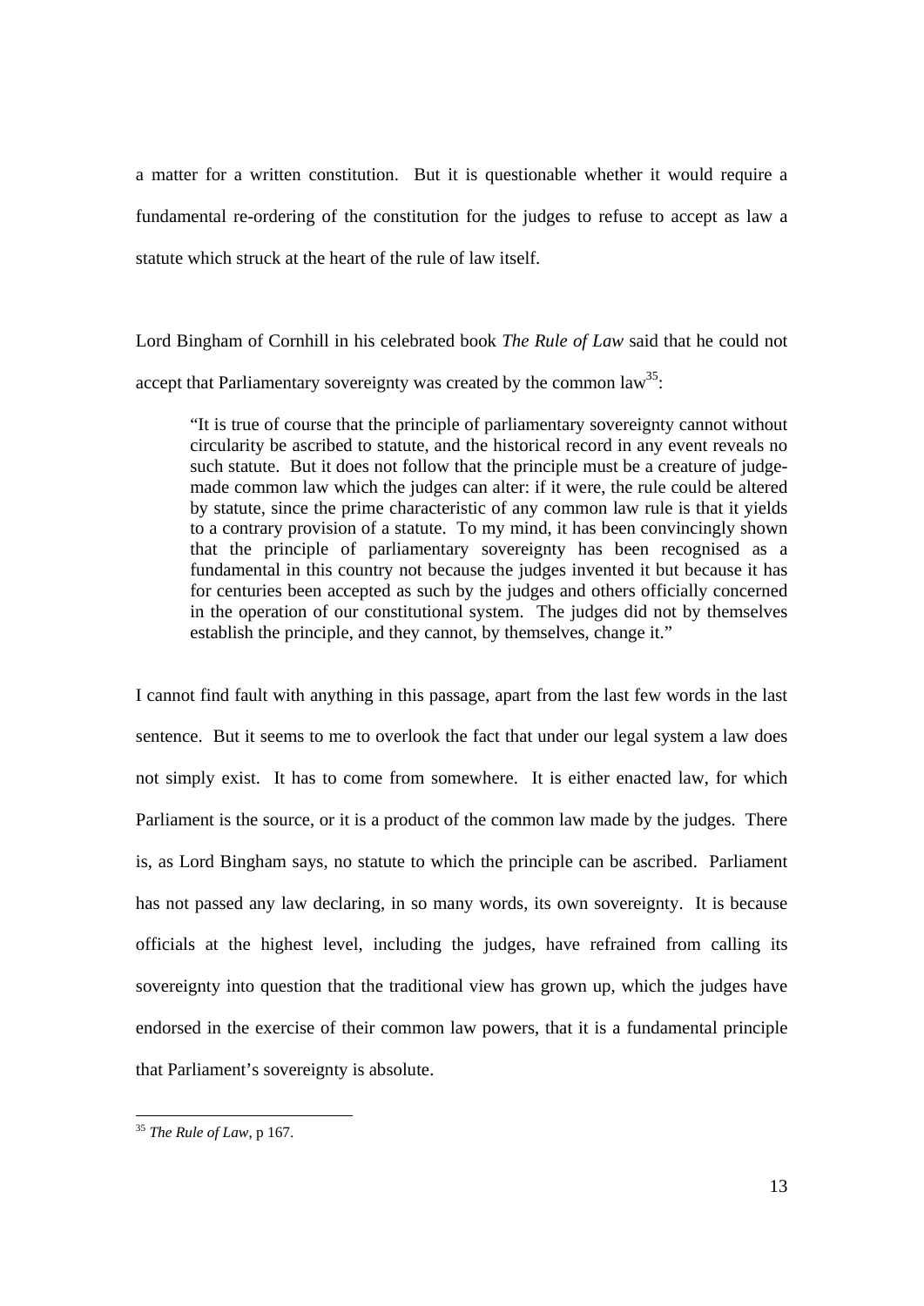a matter for a written constitution. But it is questionable whether it would require a fundamental re-ordering of the constitution for the judges to refuse to accept as law a statute which struck at the heart of the rule of law itself.

Lord Bingham of Cornhill in his celebrated book *The Rule of Law* said that he could not accept that Parliamentary sovereignty was created by the common law[35]:

> "It is true of course that the principle of parliamentary sovereignty cannot without circularity be ascribed to statute, and the historical record in any event reveals no such statute. But it does not follow that the principle must be a creature of judge-made common law which the judges can alter: if it were, the rule could be altered by statute, since the prime characteristic of any common law rule is that it yields to a contrary provision of a statute. To my mind, it has been convincingly shown that the principle of parliamentary sovereignty has been recognised as a fundamental in this country not because the judges invented it but because it has for centuries been accepted as such by the judges and others officially concerned in the operation of our constitutional system. The judges did not by themselves establish the principle, and they cannot, by themselves, change it."

I cannot find fault with anything in this passage, apart from the last few words in the last sentence. But it seems to me to overlook the fact that under our legal system a law does not simply exist. It has to come from somewhere. It is either enacted law, for which Parliament is the source, or it is a product of the common law made by the judges. There is, as Lord Bingham says, no statute to which the principle can be ascribed. Parliament has not passed any law declaring, in so many words, its own sovereignty. It is because officials at the highest level, including the judges, have refrained from calling its sovereignty into question that the traditional view has grown up, which the judges have endorsed in the exercise of their common law powers, that it is a fundamental principle that Parliament's sovereignty is absolute.

---

[35] *The Rule of Law*, p 167.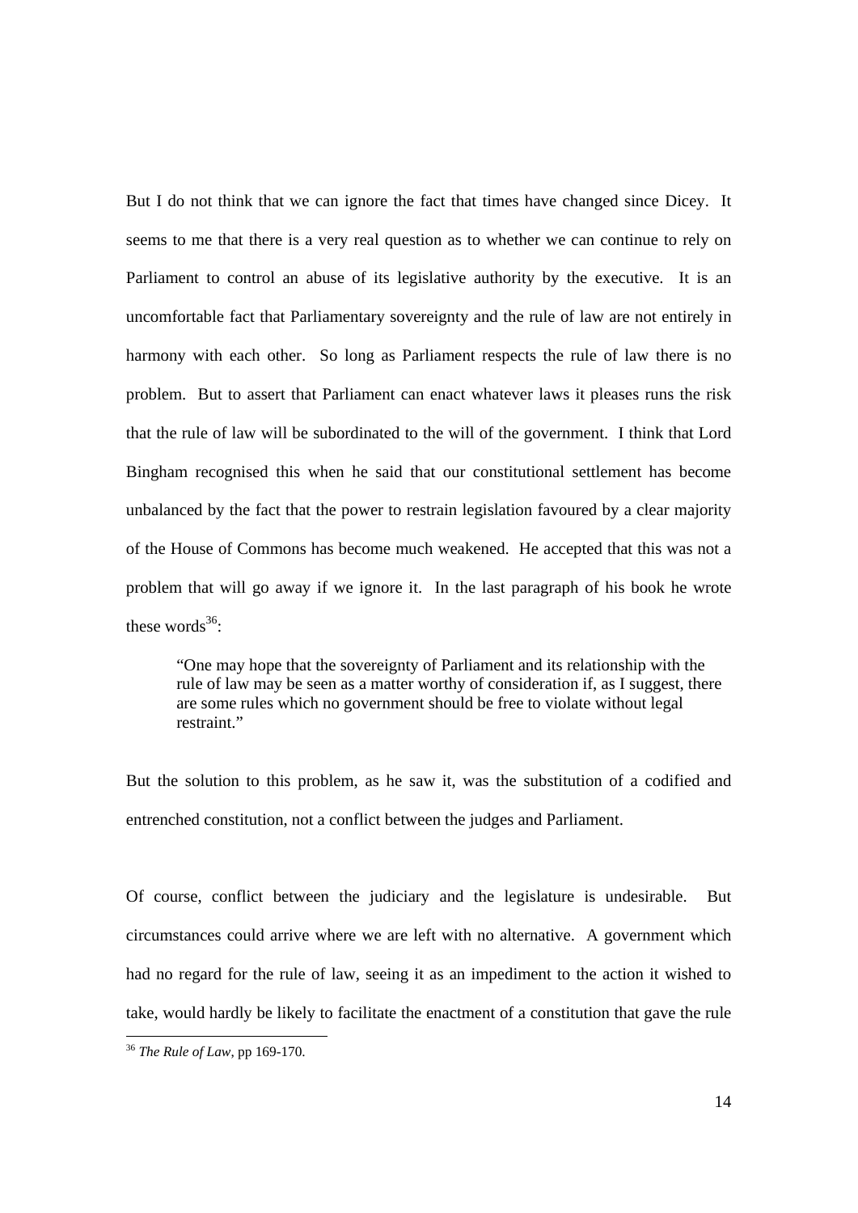But I do not think that we can ignore the fact that times have changed since Dicey. It seems to me that there is a very real question as to whether we can continue to rely on Parliament to control an abuse of its legislative authority by the executive. It is an uncomfortable fact that Parliamentary sovereignty and the rule of law are not entirely in harmony with each other. So long as Parliament respects the rule of law there is no problem. But to assert that Parliament can enact whatever laws it pleases runs the risk that the rule of law will be subordinated to the will of the government. I think that Lord Bingham recognised this when he said that our constitutional settlement has become unbalanced by the fact that the power to restrain legislation favoured by a clear majority of the House of Commons has become much weakened. He accepted that this was not a problem that will go away if we ignore it. In the last paragraph of his book he wrote these words[36]:

> "One may hope that the sovereignty of Parliament and its relationship with the rule of law may be seen as a matter worthy of consideration if, as I suggest, there are some rules which no government should be free to violate without legal restraint."

But the solution to this problem, as he saw it, was the substitution of a codified and entrenched constitution, not a conflict between the judges and Parliament.

Of course, conflict between the judiciary and the legislature is undesirable. But circumstances could arrive where we are left with no alternative. A government which had no regard for the rule of law, seeing it as an impediment to the action it wished to take, would hardly be likely to facilitate the enactment of a constitution that gave the rule

[36] *The Rule of Law*, pp 169-170.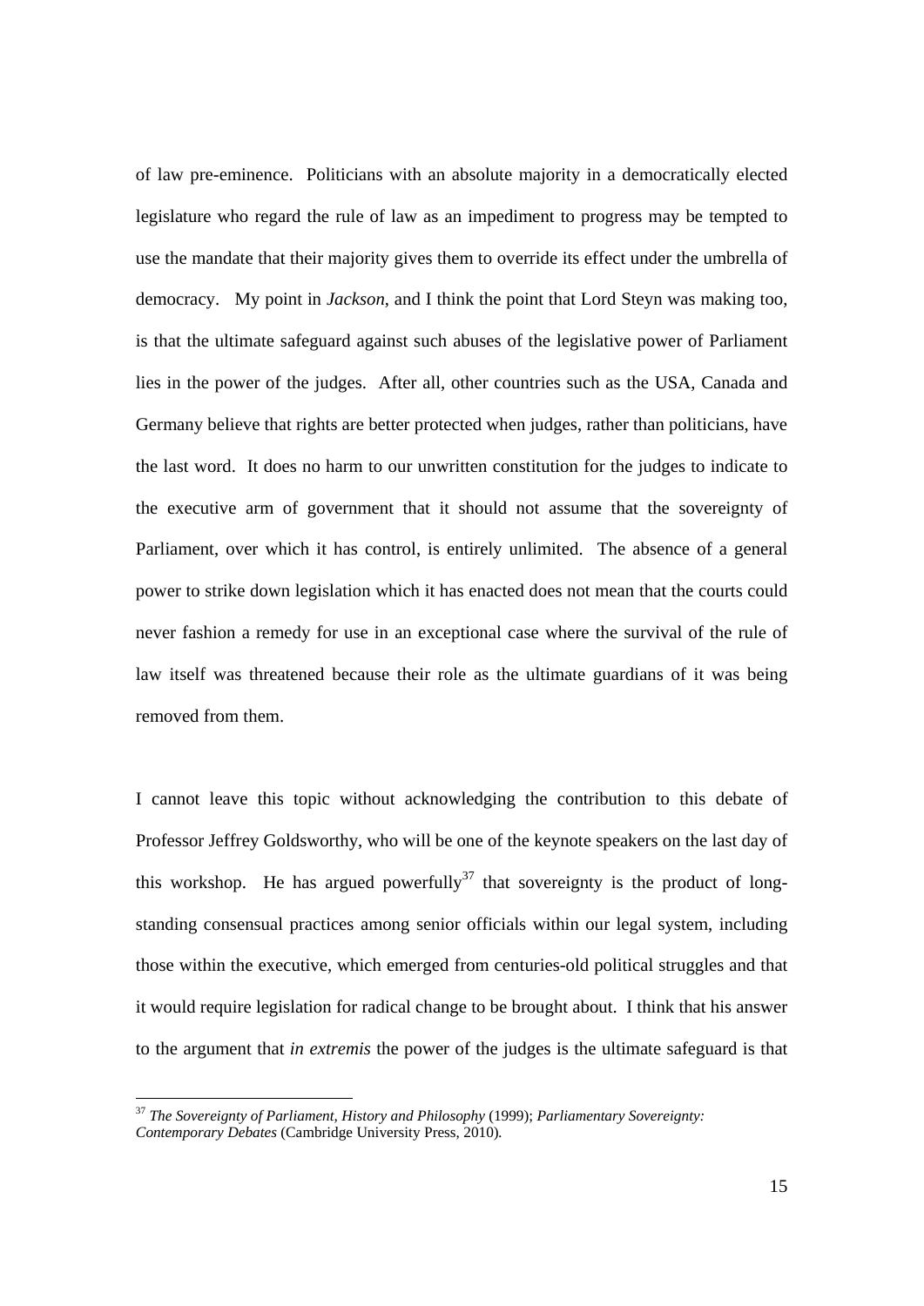of law pre-eminence. Politicians with an absolute majority in a democratically elected legislature who regard the rule of law as an impediment to progress may be tempted to use the mandate that their majority gives them to override its effect under the umbrella of democracy. My point in *Jackson*, and I think the point that Lord Steyn was making too, is that the ultimate safeguard against such abuses of the legislative power of Parliament lies in the power of the judges. After all, other countries such as the USA, Canada and Germany believe that rights are better protected when judges, rather than politicians, have the last word. It does no harm to our unwritten constitution for the judges to indicate to the executive arm of government that it should not assume that the sovereignty of Parliament, over which it has control, is entirely unlimited. The absence of a general power to strike down legislation which it has enacted does not mean that the courts could never fashion a remedy for use in an exceptional case where the survival of the rule of law itself was threatened because their role as the ultimate guardians of it was being removed from them.

I cannot leave this topic without acknowledging the contribution to this debate of Professor Jeffrey Goldsworthy, who will be one of the keynote speakers on the last day of this workshop. He has argued powerfully[37] that sovereignty is the product of long-standing consensual practices among senior officials within our legal system, including those within the executive, which emerged from centuries-old political struggles and that it would require legislation for radical change to be brought about. I think that his answer to the argument that *in extremis* the power of the judges is the ultimate safeguard is that

---

[37] *The Sovereignty of Parliament, History and Philosophy* (1999); *Parliamentary Sovereignty: Contemporary Debates* (Cambridge University Press, 2010).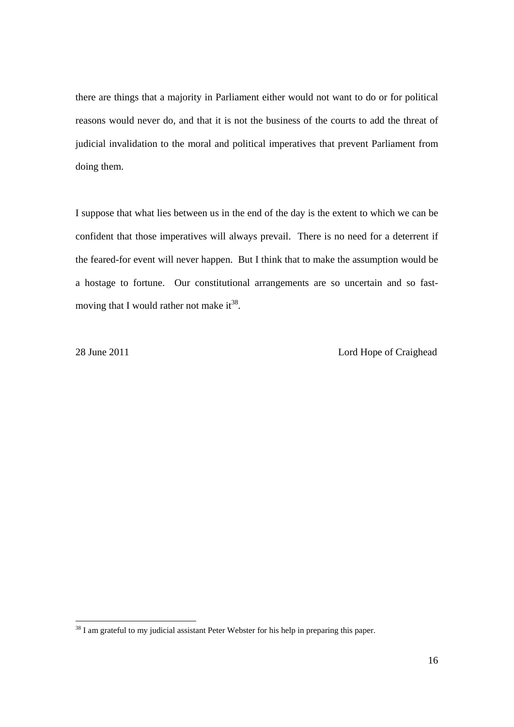there are things that a majority in Parliament either would not want to do or for political reasons would never do, and that it is not the business of the courts to add the threat of judicial invalidation to the moral and political imperatives that prevent Parliament from doing them.

I suppose that what lies between us in the end of the day is the extent to which we can be confident that those imperatives will always prevail. There is no need for a deterrent if the feared-for event will never happen. But I think that to make the assumption would be a hostage to fortune. Our constitutional arrangements are so uncertain and so fast-moving that I would rather not make it[38].

28 June 2011 Lord Hope of Craighead

---

[38] I am grateful to my judicial assistant Peter Webster for his help in preparing this paper.